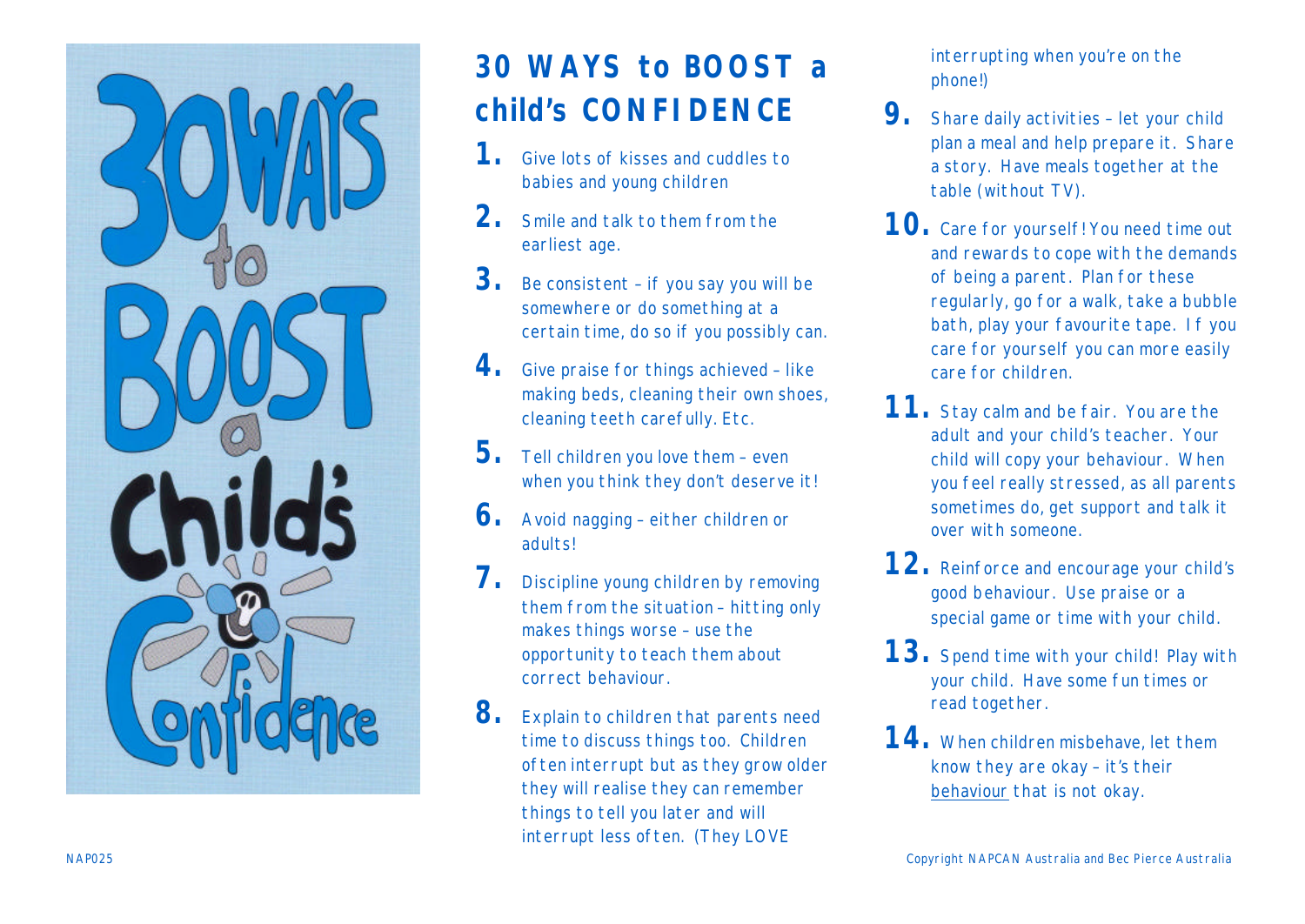# 30 WAYS to BOOST a child's CONFIDENCE

1. Give lots of kisses and cuddles to babies and young children
2. Smile and talk to them from the earliest age.
3. Be consistent – if you say you will be somewhere or do something at a certain time, do so if you possibly can.
4. Give praise for things achieved – like making beds, cleaning their own shoes, cleaning teeth carefully. Etc.
5. Tell children you love them – even when you think they don't deserve it!
6. Avoid nagging – either children or adults!
7. Discipline young children by removing them from the situation – hitting only makes things worse – use the opportunity to teach them about correct behaviour.
8. Explain to children that parents need time to discuss things too. Children often interrupt but as they grow older they will realise they can remember things to tell you later and will interrupt less often. (They LOVE interrupting when you're on the phone!)
9. Share daily activities – let your child plan a meal and help prepare it. Share a story. Have meals together at the table (without TV).
10. Care for yourself! You need time out and rewards to cope with the demands of being a parent. Plan for these regularly, go for a walk, take a bubble bath, play your favourite tape. If you care for yourself you can more easily care for children.
11. Stay calm and be fair. You are the adult and your child's teacher. Your child will copy your behaviour. When you feel really stressed, as all parents sometimes do, get support and talk it over with someone.
12. Reinforce and encourage your child's good behaviour. Use praise or a special game or time with your child.
13. Spend time with your child! Play with your child. Have some fun times or read together.
14. When children misbehave, let them know they are okay – it's their behaviour that is not okay.

NAP025

Copyright NAPCAN Australia and Bec Pierce Australia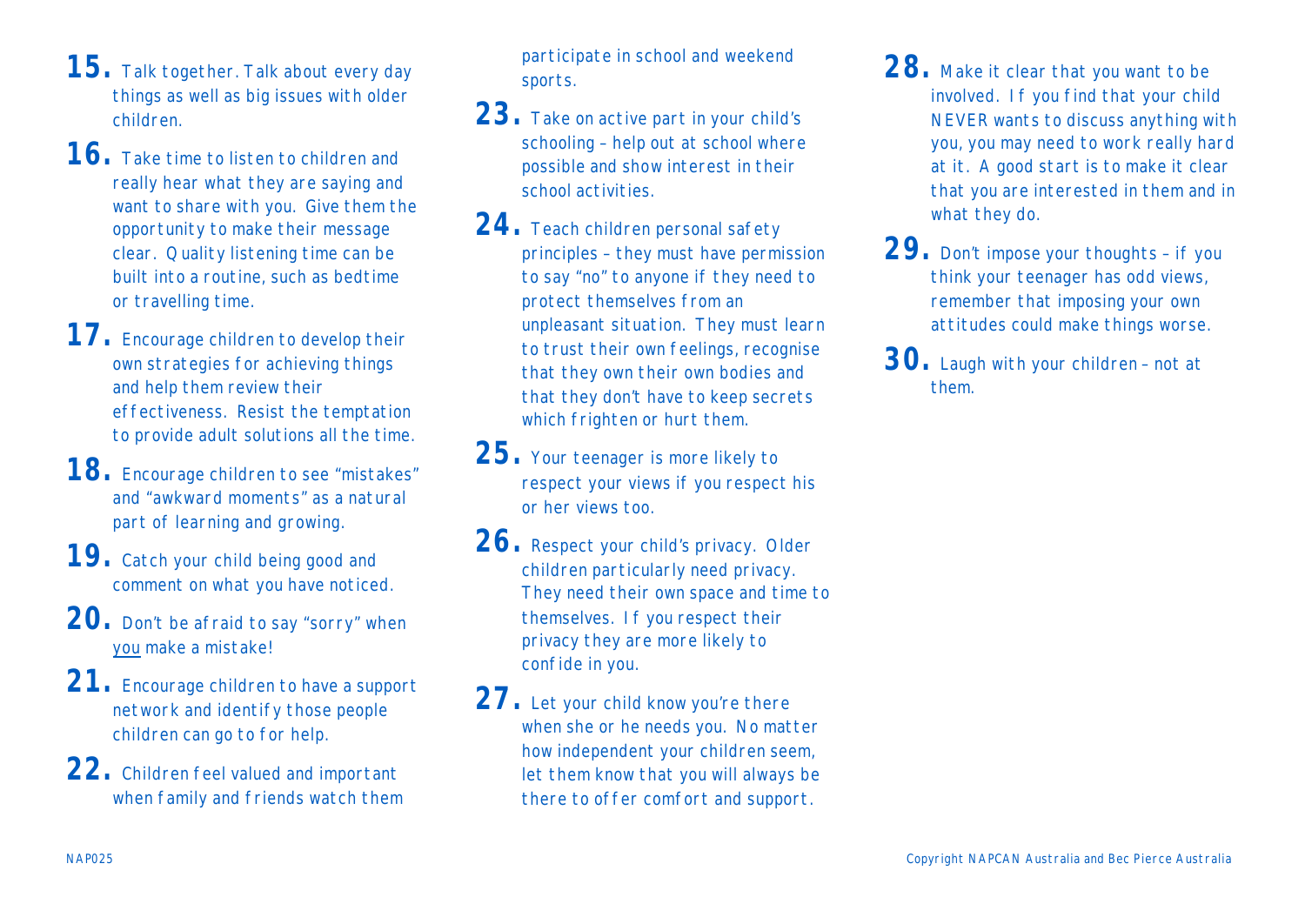15. Talk together. Talk about every day things as well as big issues with older children.

16. Take time to listen to children and really hear what they are saying and want to share with you. Give them the opportunity to make their message clear. Quality listening time can be built into a routine, such as bedtime or travelling time.

17. Encourage children to develop their own strategies for achieving things and help them review their effectiveness. Resist the temptation to provide adult solutions all the time.

18. Encourage children to see "mistakes" and "awkward moments" as a natural part of learning and growing.

19. Catch your child being good and comment on what you have noticed.

20. Don't be afraid to say "sorry" when <u>you</u> make a mistake!

21. Encourage children to have a support network and identify those people children can go to for help.

22. Children feel valued and important when family and friends watch them participate in school and weekend sports.

23. Take on active part in your child's schooling – help out at school where possible and show interest in their school activities.

24. Teach children personal safety principles – they must have permission to say "no" to anyone if they need to protect themselves from an unpleasant situation. They must learn to trust their own feelings, recognise that they own their own bodies and that they don't have to keep secrets which frighten or hurt them.

25. Your teenager is more likely to respect your views if you respect his or her views too.

26. Respect your child's privacy. Older children particularly need privacy. They need their own space and time to themselves. If you respect their privacy they are more likely to confide in you.

27. Let your child know you're there when she or he needs you. No matter how independent your children seem, let them know that you will always be there to offer comfort and support.

28. Make it clear that you want to be involved. If you find that your child NEVER wants to discuss anything with you, you may need to work really hard at it. A good start is to make it clear that you are interested in them and in what they do.

29. Don't impose your thoughts – if you think your teenager has odd views, remember that imposing your own attitudes could make things worse.

30. Laugh with your children – not at them.

NAP025

Copyright NAPCAN Australia and Bec Pierce Australia